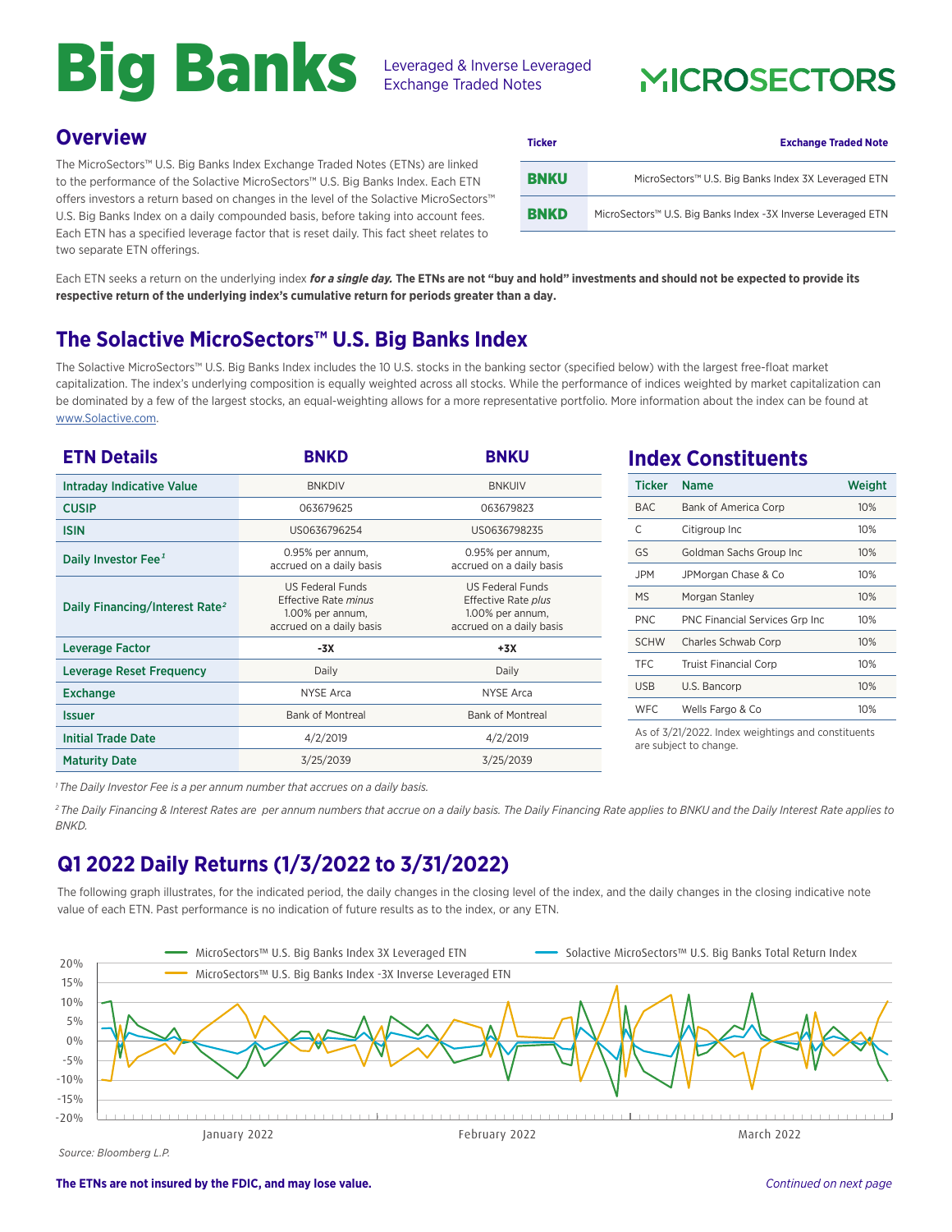# Big Banks

Leveraged & Inverse Leveraged Exchange Traded Notes

MICROSECTORS

## Overview

The MicroSectors™ U.S. Big Banks Index Exchange Traded Notes (ETNs) are linked to the performance of the Solactive MicroSectors™ U.S. Big Banks Index. Each ETN offers investors a return based on changes in the level of the Solactive MicroSectors™ U.S. Big Banks Index on a daily compounded basis, before taking into account fees. Each ETN has a specified leverage factor that is reset daily. This fact sheet relates to two separate ETN offerings.

| Ticker | Exchange Traded Note |
|---|---|
| BNKU | MicroSectors™ U.S. Big Banks Index 3X Leveraged ETN |
| BNKD | MicroSectors™ U.S. Big Banks Index -3X Inverse Leveraged ETN |

Each ETN seeks a return on the underlying index ***for a single day.*** **The ETNs are not "buy and hold" investments and should not be expected to provide its respective return of the underlying index's cumulative return for periods greater than a day.**

## The Solactive MicroSectors™ U.S. Big Banks Index

The Solactive MicroSectors™ U.S. Big Banks Index includes the 10 U.S. stocks in the banking sector (specified below) with the largest free-float market capitalization. The index's underlying composition is equally weighted across all stocks. While the performance of indices weighted by market capitalization can be dominated by a few of the largest stocks, an equal-weighting allows for a more representative portfolio. More information about the index can be found at www.Solactive.com.

### ETN Details

| ETN Details | BNKD | BNKU |
|---|---|---|
| Intraday Indicative Value | BNKDIV | BNKUIV |
| CUSIP | 063679625 | 063679823 |
| ISIN | US0636796254 | US0636798235 |
| Daily Investor Fee[1] | 0.95% per annum, accrued on a daily basis | 0.95% per annum, accrued on a daily basis |
| Daily Financing/Interest Rate[2] | US Federal Funds Effective Rate *minus* 1.00% per annum, accrued on a daily basis | US Federal Funds Effective Rate *plus* 1.00% per annum, accrued on a daily basis |
| Leverage Factor | -3X | +3X |
| Leverage Reset Frequency | Daily | Daily |
| Exchange | NYSE Arca | NYSE Arca |
| Issuer | Bank of Montreal | Bank of Montreal |
| Initial Trade Date | 4/2/2019 | 4/2/2019 |
| Maturity Date | 3/25/2039 | 3/25/2039 |

### Index Constituents

| Ticker | Name | Weight |
|---|---|---|
| BAC | Bank of America Corp | 10% |
| C | Citigroup Inc | 10% |
| GS | Goldman Sachs Group Inc | 10% |
| JPM | JPMorgan Chase & Co | 10% |
| MS | Morgan Stanley | 10% |
| PNC | PNC Financial Services Grp Inc | 10% |
| SCHW | Charles Schwab Corp | 10% |
| TFC | Truist Financial Corp | 10% |
| USB | U.S. Bancorp | 10% |
| WFC | Wells Fargo & Co | 10% |

As of 3/21/2022. Index weightings and constituents are subject to change.

[1] *The Daily Investor Fee is a per annum number that accrues on a daily basis.*

[2] *The Daily Financing & Interest Rates are per annum numbers that accrue on a daily basis. The Daily Financing Rate applies to BNKU and the Daily Interest Rate applies to BNKD.*

## Q1 2022 Daily Returns (1/3/2022 to 3/31/2022)

The following graph illustrates, for the indicated period, the daily changes in the closing level of the index, and the daily changes in the closing indicative note value of each ETN. Past performance is no indication of future results as to the index, or any ETN.

*Source: Bloomberg L.P.*

**The ETNs are not insured by the FDIC, and may lose value.**

*Continued on next page*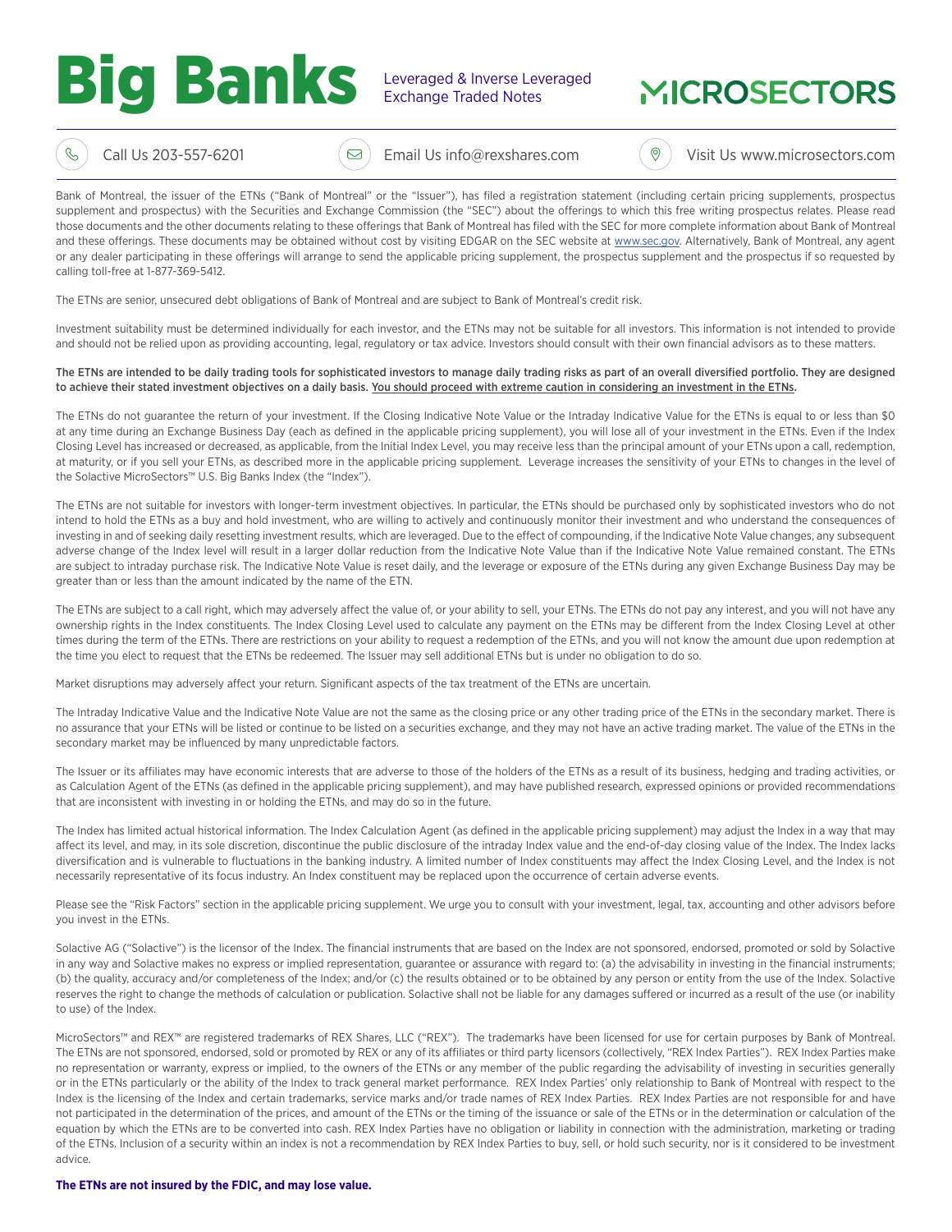# Big Banks

Leveraged & Inverse Leveraged Exchange Traded Notes

MICROSECTORS

Call Us 203-557-6201 | Email Us info@rexshares.com | Visit Us www.microsectors.com

Bank of Montreal, the issuer of the ETNs ("Bank of Montreal" or the "Issuer"), has filed a registration statement (including certain pricing supplements, prospectus supplement and prospectus) with the Securities and Exchange Commission (the "SEC") about the offerings to which this free writing prospectus relates. Please read those documents and the other documents relating to these offerings that Bank of Montreal has filed with the SEC for more complete information about Bank of Montreal and these offerings. These documents may be obtained without cost by visiting EDGAR on the SEC website at www.sec.gov. Alternatively, Bank of Montreal, any agent or any dealer participating in these offerings will arrange to send the applicable pricing supplement, the prospectus supplement and the prospectus if so requested by calling toll-free at 1-877-369-5412.

The ETNs are senior, unsecured debt obligations of Bank of Montreal and are subject to Bank of Montreal's credit risk.

Investment suitability must be determined individually for each investor, and the ETNs may not be suitable for all investors. This information is not intended to provide and should not be relied upon as providing accounting, legal, regulatory or tax advice. Investors should consult with their own financial advisors as to these matters.

**The ETNs are intended to be daily trading tools for sophisticated investors to manage daily trading risks as part of an overall diversified portfolio. They are designed to achieve their stated investment objectives on a daily basis. You should proceed with extreme caution in considering an investment in the ETNs.**

The ETNs do not guarantee the return of your investment. If the Closing Indicative Note Value or the Intraday Indicative Value for the ETNs is equal to or less than $0 at any time during an Exchange Business Day (each as defined in the applicable pricing supplement), you will lose all of your investment in the ETNs. Even if the Index Closing Level has increased or decreased, as applicable, from the Initial Index Level, you may receive less than the principal amount of your ETNs upon a call, redemption, at maturity, or if you sell your ETNs, as described more in the applicable pricing supplement. Leverage increases the sensitivity of your ETNs to changes in the level of the Solactive MicroSectors™ U.S. Big Banks Index (the "Index").

The ETNs are not suitable for investors with longer-term investment objectives. In particular, the ETNs should be purchased only by sophisticated investors who do not intend to hold the ETNs as a buy and hold investment, who are willing to actively and continuously monitor their investment and who understand the consequences of investing in and of seeking daily resetting investment results, which are leveraged. Due to the effect of compounding, if the Indicative Note Value changes, any subsequent adverse change of the Index level will result in a larger dollar reduction from the Indicative Note Value than if the Indicative Note Value remained constant. The ETNs are subject to intraday purchase risk. The Indicative Note Value is reset daily, and the leverage or exposure of the ETNs during any given Exchange Business Day may be greater than or less than the amount indicated by the name of the ETN.

The ETNs are subject to a call right, which may adversely affect the value of, or your ability to sell, your ETNs. The ETNs do not pay any interest, and you will not have any ownership rights in the Index constituents. The Index Closing Level used to calculate any payment on the ETNs may be different from the Index Closing Level at other times during the term of the ETNs. There are restrictions on your ability to request a redemption of the ETNs, and you will not know the amount due upon redemption at the time you elect to request that the ETNs be redeemed. The Issuer may sell additional ETNs but is under no obligation to do so.

Market disruptions may adversely affect your return. Significant aspects of the tax treatment of the ETNs are uncertain.

The Intraday Indicative Value and the Indicative Note Value are not the same as the closing price or any other trading price of the ETNs in the secondary market. There is no assurance that your ETNs will be listed or continue to be listed on a securities exchange, and they may not have an active trading market. The value of the ETNs in the secondary market may be influenced by many unpredictable factors.

The Issuer or its affiliates may have economic interests that are adverse to those of the holders of the ETNs as a result of its business, hedging and trading activities, or as Calculation Agent of the ETNs (as defined in the applicable pricing supplement), and may have published research, expressed opinions or provided recommendations that are inconsistent with investing in or holding the ETNs, and may do so in the future.

The Index has limited actual historical information. The Index Calculation Agent (as defined in the applicable pricing supplement) may adjust the Index in a way that may affect its level, and may, in its sole discretion, discontinue the public disclosure of the intraday Index value and the end-of-day closing value of the Index. The Index lacks diversification and is vulnerable to fluctuations in the banking industry. A limited number of Index constituents may affect the Index Closing Level, and the Index is not necessarily representative of its focus industry. An Index constituent may be replaced upon the occurrence of certain adverse events.

Please see the "Risk Factors" section in the applicable pricing supplement. We urge you to consult with your investment, legal, tax, accounting and other advisors before you invest in the ETNs.

Solactive AG ("Solactive") is the licensor of the Index. The financial instruments that are based on the Index are not sponsored, endorsed, promoted or sold by Solactive in any way and Solactive makes no express or implied representation, guarantee or assurance with regard to: (a) the advisability in investing in the financial instruments; (b) the quality, accuracy and/or completeness of the Index; and/or (c) the results obtained or to be obtained by any person or entity from the use of the Index. Solactive reserves the right to change the methods of calculation or publication. Solactive shall not be liable for any damages suffered or incurred as a result of the use (or inability to use) of the Index.

MicroSectors™ and REX™ are registered trademarks of REX Shares, LLC ("REX"). The trademarks have been licensed for use for certain purposes by Bank of Montreal. The ETNs are not sponsored, endorsed, sold or promoted by REX or any of its affiliates or third party licensors (collectively, "REX Index Parties"). REX Index Parties make no representation or warranty, express or implied, to the owners of the ETNs or any member of the public regarding the advisability of investing in securities generally or in the ETNs particularly or the ability of the Index to track general market performance. REX Index Parties' only relationship to Bank of Montreal with respect to the Index is the licensing of the Index and certain trademarks, service marks and/or trade names of REX Index Parties. REX Index Parties are not responsible for and have not participated in the determination of the prices, and amount of the ETNs or the timing of the issuance or sale of the ETNs or in the determination or calculation of the equation by which the ETNs are to be converted into cash. REX Index Parties have no obligation or liability in connection with the administration, marketing or trading of the ETNs. Inclusion of a security within an index is not a recommendation by REX Index Parties to buy, sell, or hold such security, nor is it considered to be investment advice.

**The ETNs are not insured by the FDIC, and may lose value.**